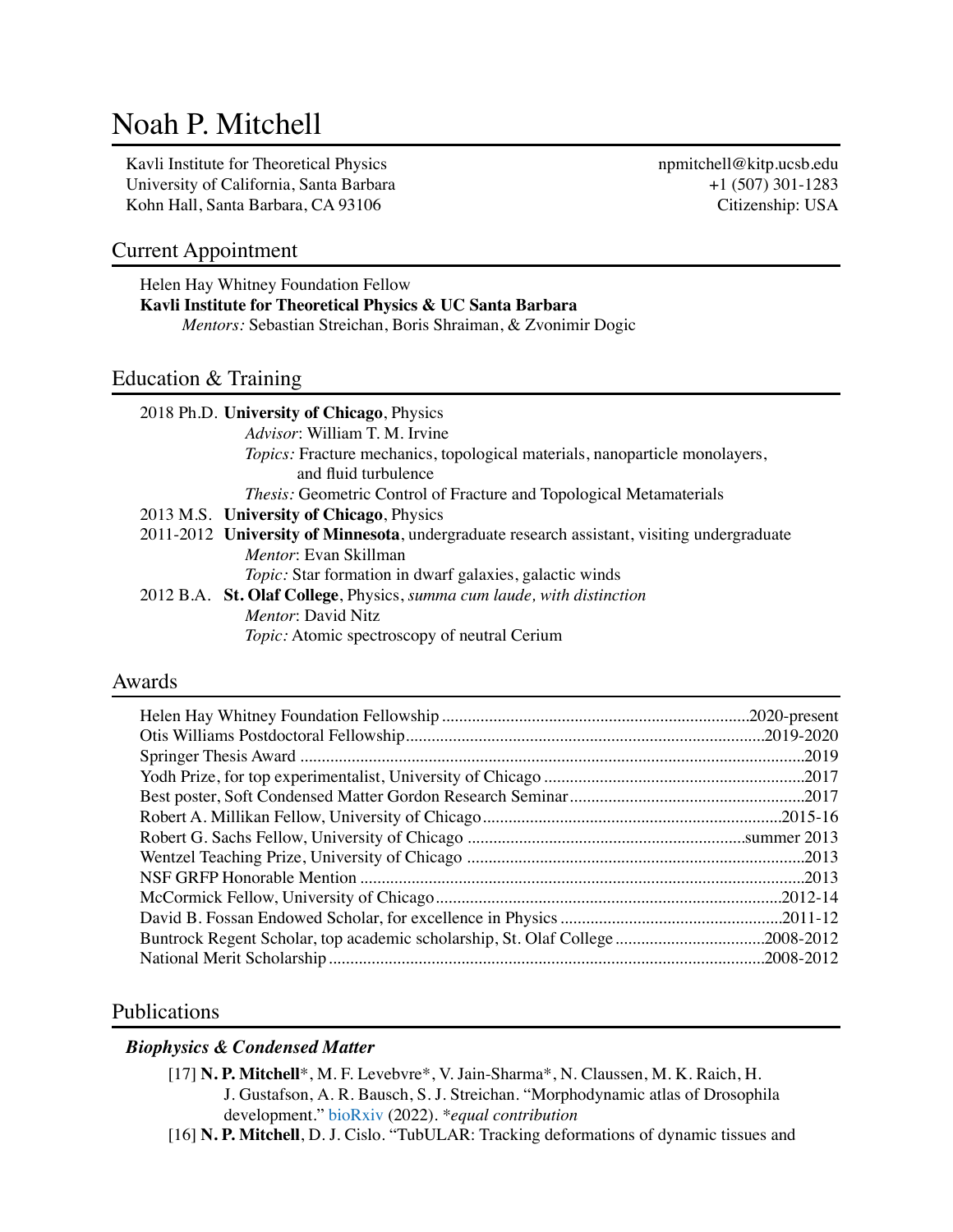# Noah P. Mitchell

Kavli Institute for Theoretical Physics
University of California, Santa Barbara
Kohn Hall, Santa Barbara, CA 93106

npmitchell@kitp.ucsb.edu
+1 (507) 301-1283
Citizenship: USA

## Current Appointment

Helen Hay Whitney Foundation Fellow
**Kavli Institute for Theoretical Physics & UC Santa Barbara**
*Mentors:* Sebastian Streichan, Boris Shraiman, & Zvonimir Dogic

## Education & Training

2018 Ph.D. **University of Chicago**, Physics
*Advisor*: William T. M. Irvine
*Topics:* Fracture mechanics, topological materials, nanoparticle monolayers, and fluid turbulence
*Thesis:* Geometric Control of Fracture and Topological Metamaterials

2013 M.S. **University of Chicago**, Physics

2011-2012 **University of Minnesota**, undergraduate research assistant, visiting undergraduate
*Mentor*: Evan Skillman
*Topic:* Star formation in dwarf galaxies, galactic winds

2012 B.A. **St. Olaf College**, Physics, *summa cum laude, with distinction*
*Mentor*: David Nitz
*Topic:* Atomic spectroscopy of neutral Cerium

## Awards

- Helen Hay Whitney Foundation Fellowship .......... 2020-present
- Otis Williams Postdoctoral Fellowship .......... 2019-2020
- Springer Thesis Award .......... 2019
- Yodh Prize, for top experimentalist, University of Chicago .......... 2017
- Best poster, Soft Condensed Matter Gordon Research Seminar .......... 2017
- Robert A. Millikan Fellow, University of Chicago .......... 2015-16
- Robert G. Sachs Fellow, University of Chicago .......... summer 2013
- Wentzel Teaching Prize, University of Chicago .......... 2013
- NSF GRFP Honorable Mention .......... 2013
- McCormick Fellow, University of Chicago .......... 2012-14
- David B. Fossan Endowed Scholar, for excellence in Physics .......... 2011-12
- Buntrock Regent Scholar, top academic scholarship, St. Olaf College .......... 2008-2012
- National Merit Scholarship .......... 2008-2012

## Publications

### *Biophysics & Condensed Matter*

[17] **N. P. Mitchell***, M. F. Levebvre*, V. Jain-Sharma*, N. Claussen, M. K. Raich, H. J. Gustafson, A. R. Bausch, S. J. Streichan. "Morphodynamic atlas of Drosophila development." bioRxiv (2022). **equal contribution*

[16] **N. P. Mitchell**, D. J. Cislo. "TubULAR: Tracking deformations of dynamic tissues and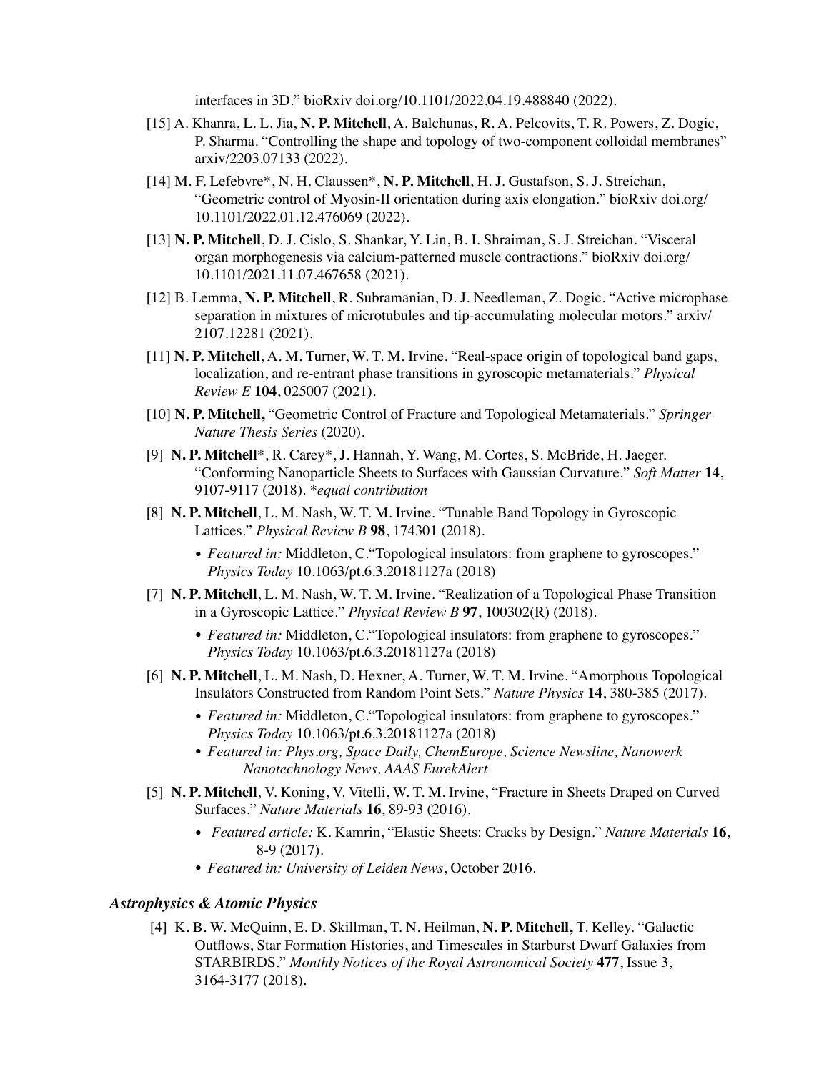interfaces in 3D." bioRxiv doi.org/10.1101/2022.04.19.488840 (2022).

[15] A. Khanra, L. L. Jia, **N. P. Mitchell**, A. Balchunas, R. A. Pelcovits, T. R. Powers, Z. Dogic, P. Sharma. "Controlling the shape and topology of two-component colloidal membranes" arxiv/2203.07133 (2022).

[14] M. F. Lefebvre*, N. H. Claussen*, **N. P. Mitchell**, H. J. Gustafson, S. J. Streichan, "Geometric control of Myosin-II orientation during axis elongation." bioRxiv doi.org/10.1101/2022.01.12.476069 (2022).

[13] **N. P. Mitchell**, D. J. Cislo, S. Shankar, Y. Lin, B. I. Shraiman, S. J. Streichan. "Visceral organ morphogenesis via calcium-patterned muscle contractions." bioRxiv doi.org/10.1101/2021.11.07.467658 (2021).

[12] B. Lemma, **N. P. Mitchell**, R. Subramanian, D. J. Needleman, Z. Dogic. "Active microphase separation in mixtures of microtubules and tip-accumulating molecular motors." arxiv/2107.12281 (2021).

[11] **N. P. Mitchell**, A. M. Turner, W. T. M. Irvine. "Real-space origin of topological band gaps, localization, and re-entrant phase transitions in gyroscopic metamaterials." *Physical Review E* **104**, 025007 (2021).

[10] **N. P. Mitchell,** "Geometric Control of Fracture and Topological Metamaterials." *Springer Nature Thesis Series* (2020).

[9] **N. P. Mitchell***, R. Carey*, J. Hannah, Y. Wang, M. Cortes, S. McBride, H. Jaeger. "Conforming Nanoparticle Sheets to Surfaces with Gaussian Curvature." *Soft Matter* **14**, 9107-9117 (2018). **equal contribution*

[8] **N. P. Mitchell**, L. M. Nash, W. T. M. Irvine. "Tunable Band Topology in Gyroscopic Lattices." *Physical Review B* **98**, 174301 (2018).

- *Featured in:* Middleton, C."Topological insulators: from graphene to gyroscopes." *Physics Today* 10.1063/pt.6.3.20181127a (2018)

[7] **N. P. Mitchell**, L. M. Nash, W. T. M. Irvine. "Realization of a Topological Phase Transition in a Gyroscopic Lattice." *Physical Review B* **97**, 100302(R) (2018).

- *Featured in:* Middleton, C."Topological insulators: from graphene to gyroscopes." *Physics Today* 10.1063/pt.6.3.20181127a (2018)

[6] **N. P. Mitchell**, L. M. Nash, D. Hexner, A. Turner, W. T. M. Irvine. "Amorphous Topological Insulators Constructed from Random Point Sets." *Nature Physics* **14**, 380-385 (2017).

- *Featured in:* Middleton, C."Topological insulators: from graphene to gyroscopes." *Physics Today* 10.1063/pt.6.3.20181127a (2018)
- *Featured in: Phys.org, Space Daily, ChemEurope, Science Newsline, Nanowerk Nanotechnology News, AAAS EurekAlert*

[5] **N. P. Mitchell**, V. Koning, V. Vitelli, W. T. M. Irvine, "Fracture in Sheets Draped on Curved Surfaces." *Nature Materials* **16**, 89-93 (2016).

- *Featured article:* K. Kamrin, "Elastic Sheets: Cracks by Design." *Nature Materials* **16**, 8-9 (2017).
- *Featured in: University of Leiden News*, October 2016.

### *Astrophysics & Atomic Physics*

[4] K. B. W. McQuinn, E. D. Skillman, T. N. Heilman, **N. P. Mitchell,** T. Kelley. "Galactic Outflows, Star Formation Histories, and Timescales in Starburst Dwarf Galaxies from STARBIRDS." *Monthly Notices of the Royal Astronomical Society* **477**, Issue 3, 3164-3177 (2018).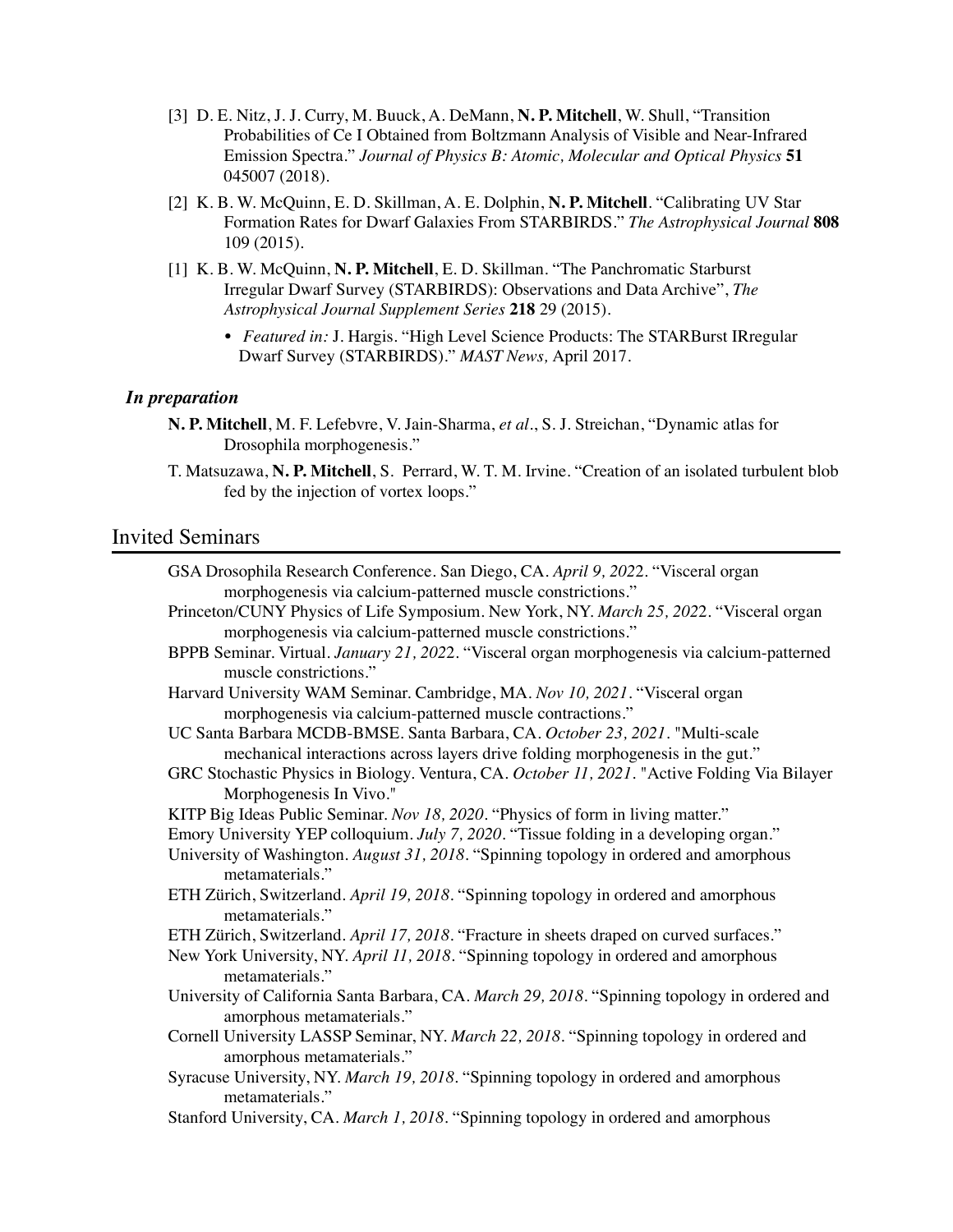[3] D. E. Nitz, J. J. Curry, M. Buuck, A. DeMann, **N. P. Mitchell**, W. Shull, "Transition Probabilities of Ce I Obtained from Boltzmann Analysis of Visible and Near-Infrared Emission Spectra." *Journal of Physics B: Atomic, Molecular and Optical Physics* **51** 045007 (2018).

[2] K. B. W. McQuinn, E. D. Skillman, A. E. Dolphin, **N. P. Mitchell**. "Calibrating UV Star Formation Rates for Dwarf Galaxies From STARBIRDS." *The Astrophysical Journal* **808** 109 (2015).

[1] K. B. W. McQuinn, **N. P. Mitchell**, E. D. Skillman. "The Panchromatic Starburst Irregular Dwarf Survey (STARBIRDS): Observations and Data Archive", *The Astrophysical Journal Supplement Series* **218** 29 (2015).

- *Featured in:* J. Hargis. "High Level Science Products: The STARBurst IRregular Dwarf Survey (STARBIRDS)." *MAST News,* April 2017.

### *In preparation*

**N. P. Mitchell**, M. F. Lefebvre, V. Jain-Sharma, *et al*., S. J. Streichan, "Dynamic atlas for Drosophila morphogenesis."

T. Matsuzawa, **N. P. Mitchell**, S. Perrard, W. T. M. Irvine. "Creation of an isolated turbulent blob fed by the injection of vortex loops."

## Invited Seminars

GSA Drosophila Research Conference. San Diego, CA. *April 9, 2022*. "Visceral organ morphogenesis via calcium-patterned muscle constrictions."

Princeton/CUNY Physics of Life Symposium. New York, NY. *March 25, 2022*. "Visceral organ morphogenesis via calcium-patterned muscle constrictions."

BPPB Seminar. Virtual. *January 21, 2022*. "Visceral organ morphogenesis via calcium-patterned muscle constrictions."

Harvard University WAM Seminar. Cambridge, MA. *Nov 10, 2021*. "Visceral organ morphogenesis via calcium-patterned muscle contractions."

UC Santa Barbara MCDB-BMSE. Santa Barbara, CA. *October 23, 2021*. "Multi-scale mechanical interactions across layers drive folding morphogenesis in the gut."

GRC Stochastic Physics in Biology. Ventura, CA. *October 11, 2021*. "Active Folding Via Bilayer Morphogenesis In Vivo."

KITP Big Ideas Public Seminar. *Nov 18, 2020*. "Physics of form in living matter."

Emory University YEP colloquium. *July 7, 2020*. "Tissue folding in a developing organ."

University of Washington. *August 31, 2018*. "Spinning topology in ordered and amorphous metamaterials."

ETH Zürich, Switzerland. *April 19, 2018*. "Spinning topology in ordered and amorphous metamaterials."

ETH Zürich, Switzerland. *April 17, 2018*. "Fracture in sheets draped on curved surfaces."

New York University, NY. *April 11, 2018*. "Spinning topology in ordered and amorphous metamaterials."

University of California Santa Barbara, CA. *March 29, 2018*. "Spinning topology in ordered and amorphous metamaterials."

Cornell University LASSP Seminar, NY. *March 22, 2018*. "Spinning topology in ordered and amorphous metamaterials."

Syracuse University, NY. *March 19, 2018*. "Spinning topology in ordered and amorphous metamaterials."

Stanford University, CA. *March 1, 2018*. "Spinning topology in ordered and amorphous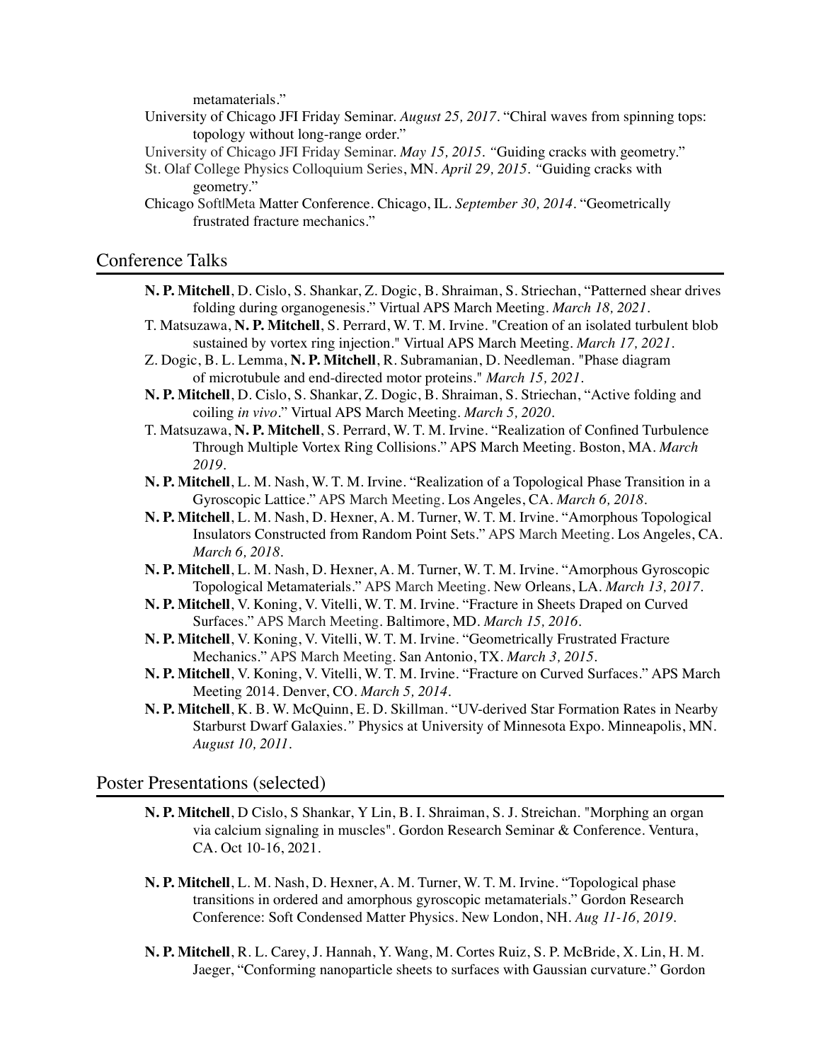metamaterials."

University of Chicago JFI Friday Seminar. *August 25, 2017*. "Chiral waves from spinning tops: topology without long-range order."

University of Chicago JFI Friday Seminar. *May 15, 2015*. "Guiding cracks with geometry."

St. Olaf College Physics Colloquium Series, MN. *April 29, 2015*. "Guiding cracks with geometry."

Chicago Soft|Meta Matter Conference. Chicago, IL. *September 30, 2014*. "Geometrically frustrated fracture mechanics."

## Conference Talks

**N. P. Mitchell**, D. Cislo, S. Shankar, Z. Dogic, B. Shraiman, S. Striechan, "Patterned shear drives folding during organogenesis." Virtual APS March Meeting. *March 18, 2021*.

T. Matsuzawa, **N. P. Mitchell**, S. Perrard, W. T. M. Irvine. "Creation of an isolated turbulent blob sustained by vortex ring injection." Virtual APS March Meeting. *March 17, 2021*.

Z. Dogic, B. L. Lemma, **N. P. Mitchell**, R. Subramanian, D. Needleman. "Phase diagram of microtubule and end-directed motor proteins." *March 15, 2021*.

**N. P. Mitchell**, D. Cislo, S. Shankar, Z. Dogic, B. Shraiman, S. Striechan, "Active folding and coiling *in vivo*." Virtual APS March Meeting. *March 5, 2020*.

T. Matsuzawa, **N. P. Mitchell**, S. Perrard, W. T. M. Irvine. "Realization of Confined Turbulence Through Multiple Vortex Ring Collisions." APS March Meeting. Boston, MA. *March 2019*.

**N. P. Mitchell**, L. M. Nash, W. T. M. Irvine. "Realization of a Topological Phase Transition in a Gyroscopic Lattice." APS March Meeting. Los Angeles, CA. *March 6, 2018*.

**N. P. Mitchell**, L. M. Nash, D. Hexner, A. M. Turner, W. T. M. Irvine. "Amorphous Topological Insulators Constructed from Random Point Sets." APS March Meeting. Los Angeles, CA. *March 6, 2018*.

**N. P. Mitchell**, L. M. Nash, D. Hexner, A. M. Turner, W. T. M. Irvine. "Amorphous Gyroscopic Topological Metamaterials." APS March Meeting. New Orleans, LA. *March 13, 2017*.

**N. P. Mitchell**, V. Koning, V. Vitelli, W. T. M. Irvine. "Fracture in Sheets Draped on Curved Surfaces." APS March Meeting. Baltimore, MD. *March 15, 2016*.

**N. P. Mitchell**, V. Koning, V. Vitelli, W. T. M. Irvine. "Geometrically Frustrated Fracture Mechanics." APS March Meeting. San Antonio, TX. *March 3, 2015*.

**N. P. Mitchell**, V. Koning, V. Vitelli, W. T. M. Irvine. "Fracture on Curved Surfaces." APS March Meeting 2014. Denver, CO. *March 5, 2014*.

**N. P. Mitchell**, K. B. W. McQuinn, E. D. Skillman. "UV-derived Star Formation Rates in Nearby Starburst Dwarf Galaxies." Physics at University of Minnesota Expo. Minneapolis, MN. *August 10, 2011*.

## Poster Presentations (selected)

**N. P. Mitchell**, D Cislo, S Shankar, Y Lin, B. I. Shraiman, S. J. Streichan. "Morphing an organ via calcium signaling in muscles". Gordon Research Seminar & Conference. Ventura, CA. Oct 10-16, 2021.

**N. P. Mitchell**, L. M. Nash, D. Hexner, A. M. Turner, W. T. M. Irvine. "Topological phase transitions in ordered and amorphous gyroscopic metamaterials." Gordon Research Conference: Soft Condensed Matter Physics. New London, NH. *Aug 11-16, 2019*.

**N. P. Mitchell**, R. L. Carey, J. Hannah, Y. Wang, M. Cortes Ruiz, S. P. McBride, X. Lin, H. M. Jaeger, "Conforming nanoparticle sheets to surfaces with Gaussian curvature." Gordon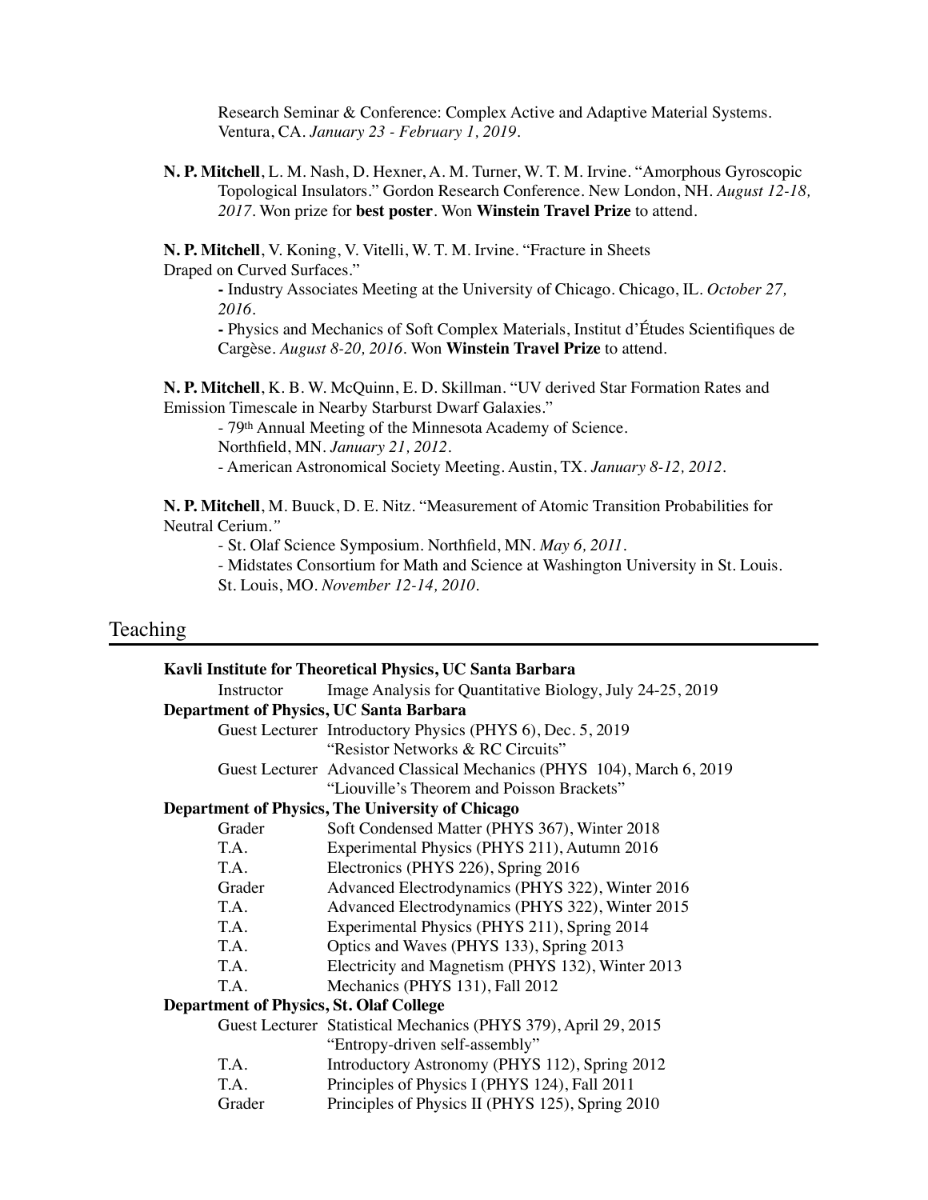Research Seminar & Conference: Complex Active and Adaptive Material Systems. Ventura, CA. *January 23 - February 1, 2019.*

**N. P. Mitchell**, L. M. Nash, D. Hexner, A. M. Turner, W. T. M. Irvine. "Amorphous Gyroscopic Topological Insulators." Gordon Research Conference. New London, NH. *August 12-18, 2017.* Won prize for **best poster**. Won **Winstein Travel Prize** to attend.

**N. P. Mitchell**, V. Koning, V. Vitelli, W. T. M. Irvine. "Fracture in Sheets Draped on Curved Surfaces."

- Industry Associates Meeting at the University of Chicago. Chicago, IL. *October 27, 2016.*
- Physics and Mechanics of Soft Complex Materials, Institut d'Études Scientifiques de Cargèse. *August 8-20, 2016.* Won **Winstein Travel Prize** to attend.

**N. P. Mitchell**, K. B. W. McQuinn, E. D. Skillman. "UV derived Star Formation Rates and Emission Timescale in Nearby Starburst Dwarf Galaxies."

- 79th Annual Meeting of the Minnesota Academy of Science. Northfield, MN. *January 21, 2012.*
- American Astronomical Society Meeting. Austin, TX. *January 8-12, 2012.*

**N. P. Mitchell**, M. Buuck, D. E. Nitz. "Measurement of Atomic Transition Probabilities for Neutral Cerium."

- St. Olaf Science Symposium. Northfield, MN. *May 6, 2011.*
- Midstates Consortium for Math and Science at Washington University in St. Louis. St. Louis, MO. *November 12-14, 2010.*

## Teaching

**Kavli Institute for Theoretical Physics, UC Santa Barbara**

| | |
|---|---|
| Instructor | Image Analysis for Quantitative Biology, July 24-25, 2019 |

**Department of Physics, UC Santa Barbara**

| | |
|---|---|
| Guest Lecturer | Introductory Physics (PHYS 6), Dec. 5, 2019<br>"Resistor Networks & RC Circuits" |
| Guest Lecturer | Advanced Classical Mechanics (PHYS 104), March 6, 2019<br>"Liouville's Theorem and Poisson Brackets" |

**Department of Physics, The University of Chicago**

| | |
|---|---|
| Grader | Soft Condensed Matter (PHYS 367), Winter 2018 |
| T.A. | Experimental Physics (PHYS 211), Autumn 2016 |
| T.A. | Electronics (PHYS 226), Spring 2016 |
| Grader | Advanced Electrodynamics (PHYS 322), Winter 2016 |
| T.A. | Advanced Electrodynamics (PHYS 322), Winter 2015 |
| T.A. | Experimental Physics (PHYS 211), Spring 2014 |
| T.A. | Optics and Waves (PHYS 133), Spring 2013 |
| T.A. | Electricity and Magnetism (PHYS 132), Winter 2013 |
| T.A. | Mechanics (PHYS 131), Fall 2012 |

**Department of Physics, St. Olaf College**

| | |
|---|---|
| Guest Lecturer | Statistical Mechanics (PHYS 379), April 29, 2015<br>"Entropy-driven self-assembly" |
| T.A. | Introductory Astronomy (PHYS 112), Spring 2012 |
| T.A. | Principles of Physics I (PHYS 124), Fall 2011 |
| Grader | Principles of Physics II (PHYS 125), Spring 2010 |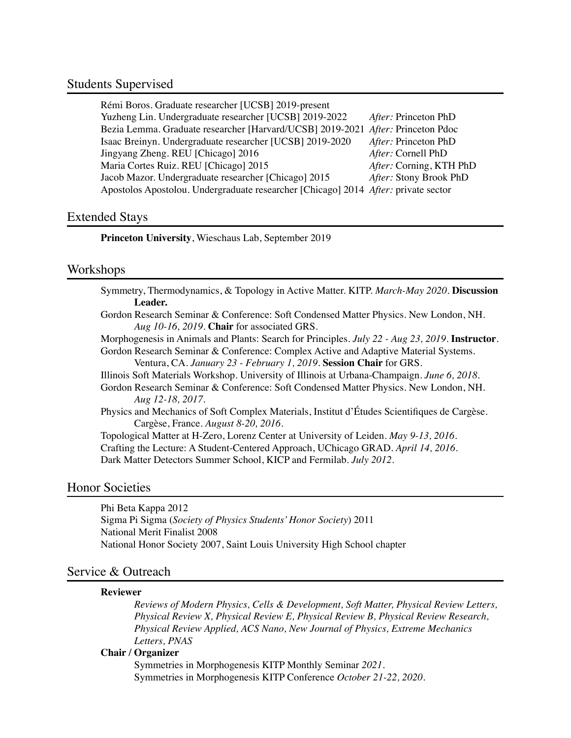## Students Supervised

| | |
|---|---|
| Rémi Boros. Graduate researcher [UCSB] 2019-present | |
| Yuzheng Lin. Undergraduate researcher [UCSB] 2019-2022 | *After:* Princeton PhD |
| Bezia Lemma. Graduate researcher [Harvard/UCSB] 2019-2021 | *After:* Princeton Pdoc |
| Isaac Breinyn. Undergraduate researcher [UCSB] 2019-2020 | *After:* Princeton PhD |
| Jingyang Zheng. REU [Chicago] 2016 | *After:* Cornell PhD |
| Maria Cortes Ruiz. REU [Chicago] 2015 | *After:* Corning, KTH PhD |
| Jacob Mazor. Undergraduate researcher [Chicago] 2015 | *After:* Stony Brook PhD |
| Apostolos Apostolou. Undergraduate researcher [Chicago] 2014 | *After:* private sector |

## Extended Stays

**Princeton University**, Wieschaus Lab, September 2019

## Workshops

Symmetry, Thermodynamics, & Topology in Active Matter. KITP. *March-May 2020*. **Discussion Leader.**

Gordon Research Seminar & Conference: Soft Condensed Matter Physics. New London, NH. *Aug 10-16, 2019*. **Chair** for associated GRS.

Morphogenesis in Animals and Plants: Search for Principles. *July 22 - Aug 23, 2019*. **Instructor**.

Gordon Research Seminar & Conference: Complex Active and Adaptive Material Systems. Ventura, CA. *January 23 - February 1, 2019*. **Session Chair** for GRS.

Illinois Soft Materials Workshop. University of Illinois at Urbana-Champaign. *June 6, 2018*.

Gordon Research Seminar & Conference: Soft Condensed Matter Physics. New London, NH. *Aug 12-18, 2017*.

Physics and Mechanics of Soft Complex Materials, Institut d'Études Scientifiques de Cargèse. Cargèse, France. *August 8-20, 2016*.

Topological Matter at H-Zero, Lorenz Center at University of Leiden. *May 9-13, 2016*.

Crafting the Lecture: A Student-Centered Approach, UChicago GRAD. *April 14, 2016*.

Dark Matter Detectors Summer School, KICP and Fermilab. *July 2012*.

## Honor Societies

Phi Beta Kappa 2012

Sigma Pi Sigma (*Society of Physics Students' Honor Society*) 2011

National Merit Finalist 2008

National Honor Society 2007, Saint Louis University High School chapter

## Service & Outreach

**Reviewer**

*Reviews of Modern Physics, Cells & Development, Soft Matter, Physical Review Letters, Physical Review X, Physical Review E, Physical Review B, Physical Review Research, Physical Review Applied, ACS Nano, New Journal of Physics, Extreme Mechanics Letters, PNAS*

**Chair / Organizer**

Symmetries in Morphogenesis KITP Monthly Seminar *2021*.

Symmetries in Morphogenesis KITP Conference *October 21-22, 2020*.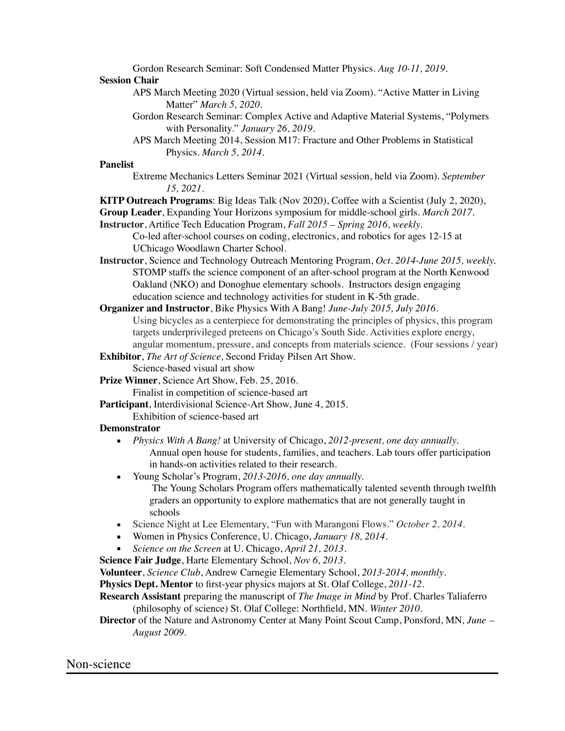Gordon Research Seminar: Soft Condensed Matter Physics. *Aug 10-11, 2019*.

**Session Chair**

APS March Meeting 2020 (Virtual session, held via Zoom). "Active Matter in Living Matter" *March 5, 2020*.

Gordon Research Seminar: Complex Active and Adaptive Material Systems, "Polymers with Personality." *January 26, 2019*.

APS March Meeting 2014, Session M17: Fracture and Other Problems in Statistical Physics. *March 5, 2014*.

**Panelist**

Extreme Mechanics Letters Seminar 2021 (Virtual session, held via Zoom). *September 15, 2021*.

**KITP Outreach Programs**: Big Ideas Talk (Nov 2020), Coffee with a Scientist (July 2, 2020),

**Group Leader**, Expanding Your Horizons symposium for middle-school girls. *March 2017*.

**Instructor**, Artifice Tech Education Program, *Fall 2015 – Spring 2016, weekly.*

Co-led after-school courses on coding, electronics, and robotics for ages 12-15 at UChicago Woodlawn Charter School.

**Instructor**, Science and Technology Outreach Mentoring Program, *Oct. 2014-June 2015, weekly.*

STOMP staffs the science component of an after-school program at the North Kenwood Oakland (NKO) and Donoghue elementary schools. Instructors design engaging education science and technology activities for student in K-5th grade.

**Organizer and Instructor**, Bike Physics With A Bang! *June-July 2015, July 2016.*

Using bicycles as a centerpiece for demonstrating the principles of physics, this program targets underprivileged preteens on Chicago's South Side. Activities explore energy, angular momentum, pressure, and concepts from materials science. (Four sessions / year)

**Exhibitor**, *The Art of Science,* Second Friday Pilsen Art Show.

Science-based visual art show

**Prize Winner**, Science Art Show, Feb. 25, 2016.

Finalist in competition of science-based art

**Participant**, Interdivisional Science-Art Show, June 4, 2015.

Exhibition of science-based art

**Demonstrator**

- *Physics With A Bang!* at University of Chicago, *2012-present, one day annually.*
  Annual open house for students, families, and teachers. Lab tours offer participation in hands-on activities related to their research.
- Young Scholar's Program, *2013-2016, one day annually.*
  The Young Scholars Program offers mathematically talented seventh through twelfth graders an opportunity to explore mathematics that are not generally taught in schools
- Science Night at Lee Elementary, "Fun with Marangoni Flows." *October 2, 2014*.
- Women in Physics Conference, U. Chicago, *January 18, 2014*.
- *Science on the Screen* at U. Chicago, *April 21, 2013*.

**Science Fair Judge**, Harte Elementary School, *Nov 6, 2013*.

**Volunteer**, *Science Club*, Andrew Carnegie Elementary School, *2013-2014, monthly*.

**Physics Dept. Mentor** to first-year physics majors at St. Olaf College, *2011-12*.

**Research Assistant** preparing the manuscript of *The Image in Mind* by Prof. Charles Taliaferro (philosophy of science) St. Olaf College: Northfield, MN. *Winter 2010*.

**Director** of the Nature and Astronomy Center at Many Point Scout Camp, Ponsford, MN*, June – August 2009*.

## Non-science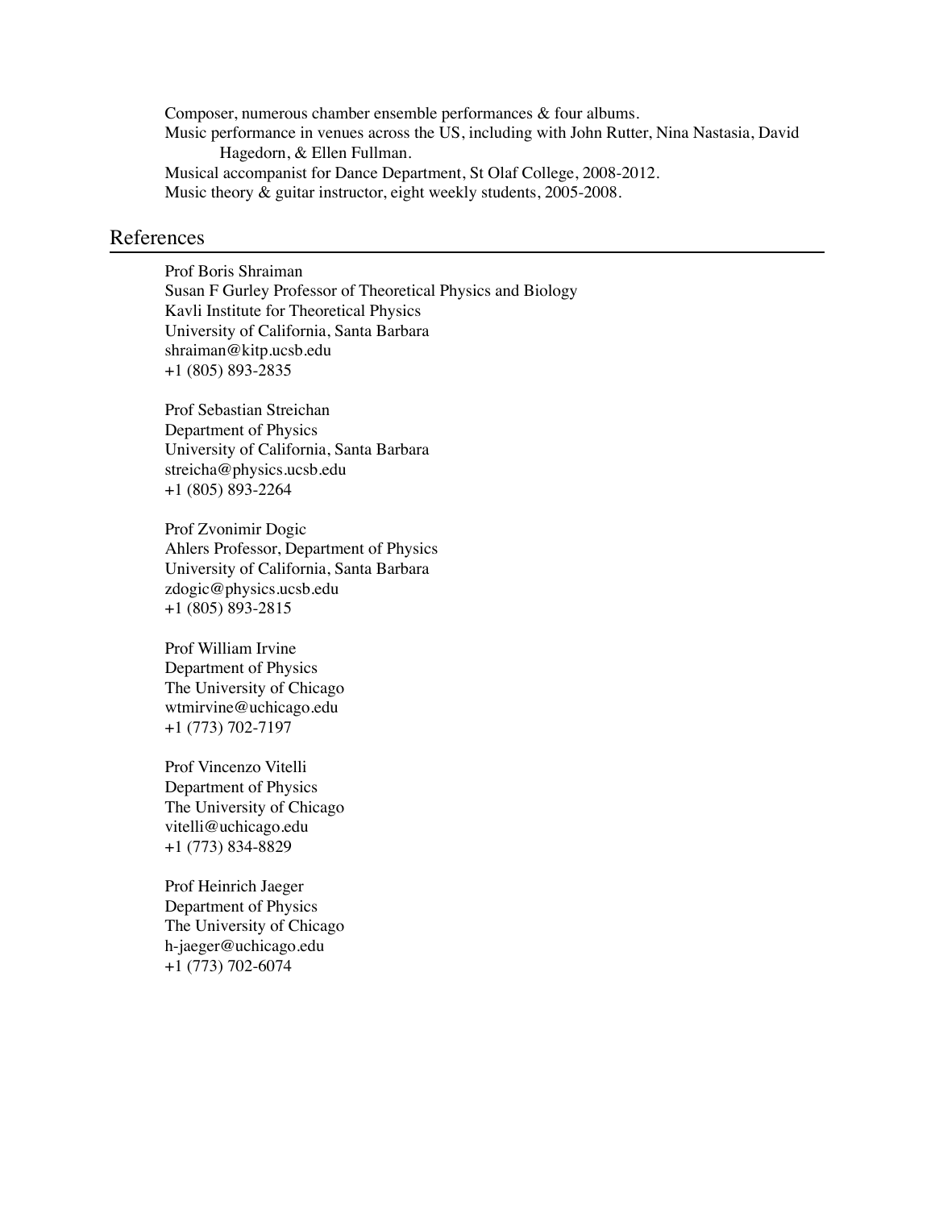Composer, numerous chamber ensemble performances & four albums.
Music performance in venues across the US, including with John Rutter, Nina Nastasia, David Hagedorn, & Ellen Fullman.
Musical accompanist for Dance Department, St Olaf College, 2008-2012.
Music theory & guitar instructor, eight weekly students, 2005-2008.

## References

Prof Boris Shraiman
Susan F Gurley Professor of Theoretical Physics and Biology
Kavli Institute for Theoretical Physics
University of California, Santa Barbara
shraiman@kitp.ucsb.edu
+1 (805) 893-2835

Prof Sebastian Streichan
Department of Physics
University of California, Santa Barbara
streicha@physics.ucsb.edu
+1 (805) 893-2264

Prof Zvonimir Dogic
Ahlers Professor, Department of Physics
University of California, Santa Barbara
zdogic@physics.ucsb.edu
+1 (805) 893-2815

Prof William Irvine
Department of Physics
The University of Chicago
wtmirvine@uchicago.edu
+1 (773) 702-7197

Prof Vincenzo Vitelli
Department of Physics
The University of Chicago
vitelli@uchicago.edu
+1 (773) 834-8829

Prof Heinrich Jaeger
Department of Physics
The University of Chicago
h-jaeger@uchicago.edu
+1 (773) 702-6074